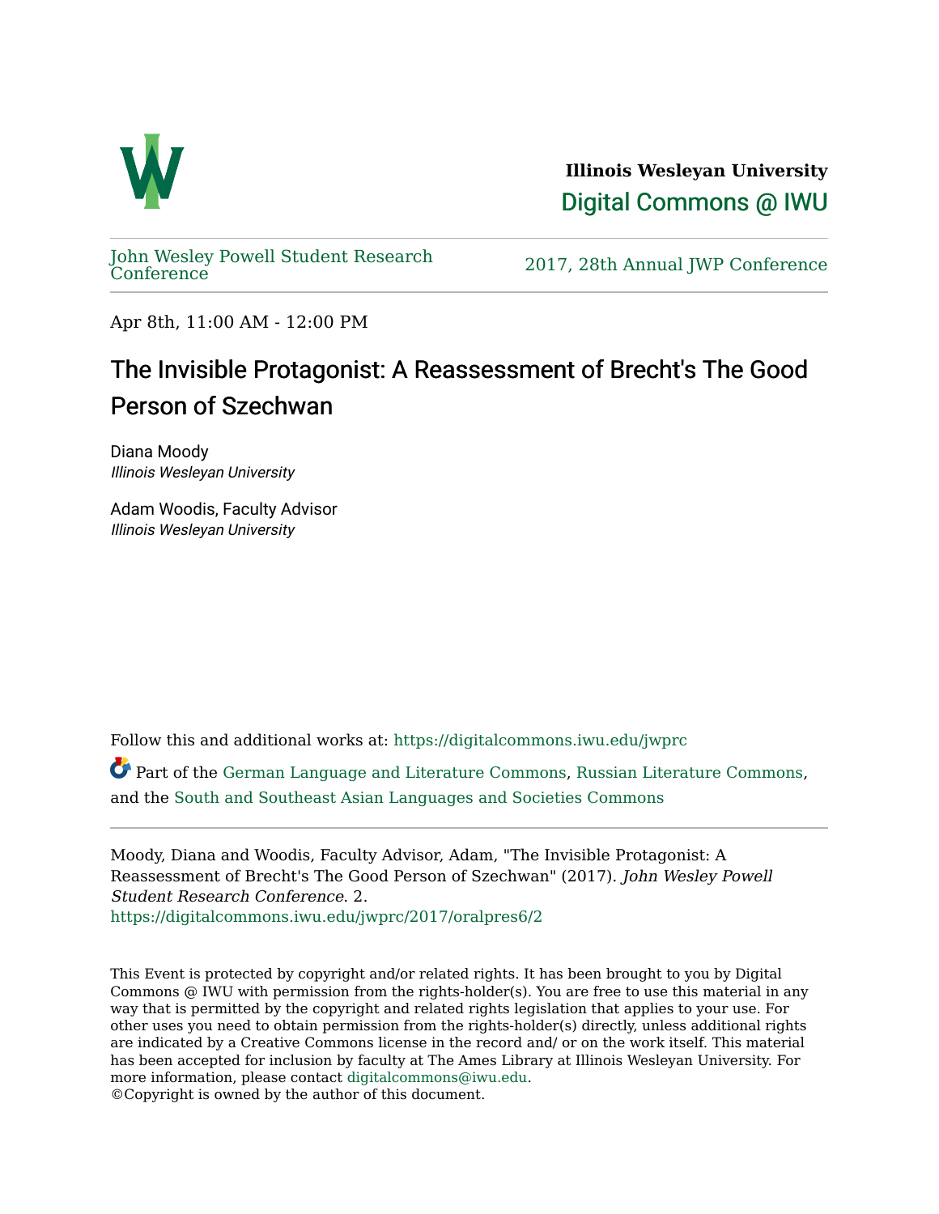**Illinois Wesleyan University**

Digital Commons @ IWU

John Wesley Powell Student Research Conference

2017, 28th Annual JWP Conference

Apr 8th, 11:00 AM - 12:00 PM

# The Invisible Protagonist: A Reassessment of Brecht's The Good Person of Szechwan

Diana Moody
*Illinois Wesleyan University*

Adam Woodis, Faculty Advisor
*Illinois Wesleyan University*

Follow this and additional works at: https://digitalcommons.iwu.edu/jwprc

Part of the German Language and Literature Commons, Russian Literature Commons, and the South and Southeast Asian Languages and Societies Commons

Moody, Diana and Woodis, Faculty Advisor, Adam, "The Invisible Protagonist: A Reassessment of Brecht's The Good Person of Szechwan" (2017). *John Wesley Powell Student Research Conference*. 2.
https://digitalcommons.iwu.edu/jwprc/2017/oralpres6/2

This Event is protected by copyright and/or related rights. It has been brought to you by Digital Commons @ IWU with permission from the rights-holder(s). You are free to use this material in any way that is permitted by the copyright and related rights legislation that applies to your use. For other uses you need to obtain permission from the rights-holder(s) directly, unless additional rights are indicated by a Creative Commons license in the record and/ or on the work itself. This material has been accepted for inclusion by faculty at The Ames Library at Illinois Wesleyan University. For more information, please contact digitalcommons@iwu.edu.
©Copyright is owned by the author of this document.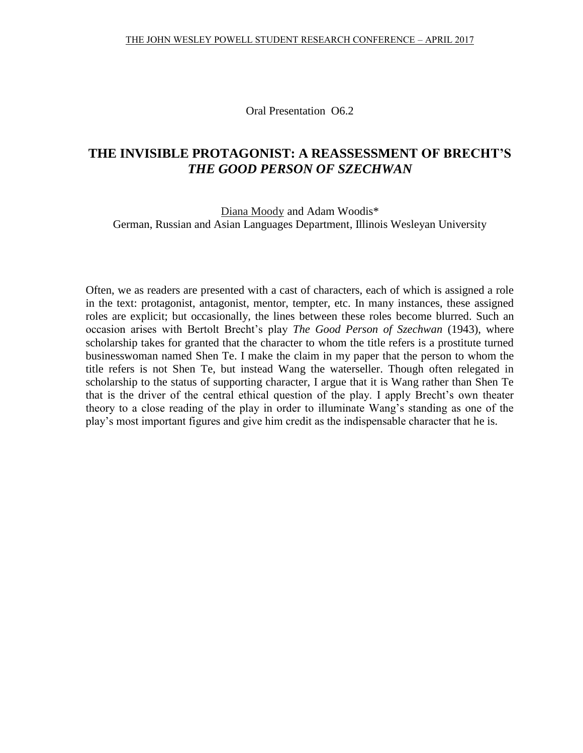Oral Presentation O6.2

# THE INVISIBLE PROTAGONIST: A REASSESSMENT OF BRECHT'S *THE GOOD PERSON OF SZECHWAN*

Diana Moody and Adam Woodis*
German, Russian and Asian Languages Department, Illinois Wesleyan University

Often, we as readers are presented with a cast of characters, each of which is assigned a role in the text: protagonist, antagonist, mentor, tempter, etc. In many instances, these assigned roles are explicit; but occasionally, the lines between these roles become blurred. Such an occasion arises with Bertolt Brecht's play *The Good Person of Szechwan* (1943), where scholarship takes for granted that the character to whom the title refers is a prostitute turned businesswoman named Shen Te. I make the claim in my paper that the person to whom the title refers is not Shen Te, but instead Wang the waterseller. Though often relegated in scholarship to the status of supporting character, I argue that it is Wang rather than Shen Te that is the driver of the central ethical question of the play. I apply Brecht's own theater theory to a close reading of the play in order to illuminate Wang's standing as one of the play's most important figures and give him credit as the indispensable character that he is.